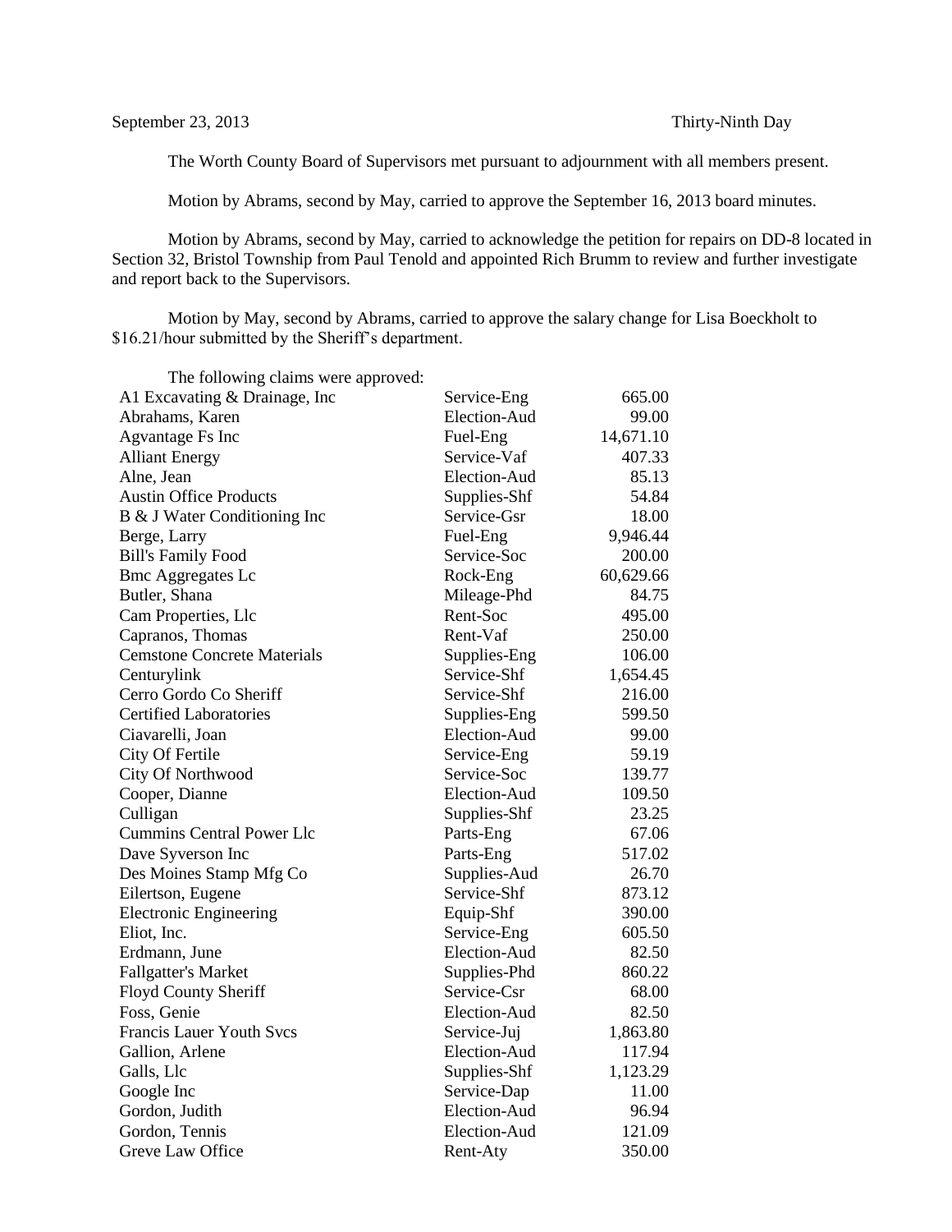September 23, 2013 Thirty-Ninth Day

The Worth County Board of Supervisors met pursuant to adjournment with all members present.

Motion by Abrams, second by May, carried to approve the September 16, 2013 board minutes.

Motion by Abrams, second by May, carried to acknowledge the petition for repairs on DD-8 located in Section 32, Bristol Township from Paul Tenold and appointed Rich Brumm to review and further investigate and report back to the Supervisors.

Motion by May, second by Abrams, carried to approve the salary change for Lisa Boeckholt to $16.21/hour submitted by the Sheriff's department.

The following claims were approved:

| | | |
|---|---|---|
| A1 Excavating & Drainage, Inc | Service-Eng | 665.00 |
| Abrahams, Karen | Election-Aud | 99.00 |
| Agvantage Fs Inc | Fuel-Eng | 14,671.10 |
| Alliant Energy | Service-Vaf | 407.33 |
| Alne, Jean | Election-Aud | 85.13 |
| Austin Office Products | Supplies-Shf | 54.84 |
| B & J Water Conditioning Inc | Service-Gsr | 18.00 |
| Berge, Larry | Fuel-Eng | 9,946.44 |
| Bill's Family Food | Service-Soc | 200.00 |
| Bmc Aggregates Lc | Rock-Eng | 60,629.66 |
| Butler, Shana | Mileage-Phd | 84.75 |
| Cam Properties, Llc | Rent-Soc | 495.00 |
| Capranos, Thomas | Rent-Vaf | 250.00 |
| Cemstone Concrete Materials | Supplies-Eng | 106.00 |
| Centurylink | Service-Shf | 1,654.45 |
| Cerro Gordo Co Sheriff | Service-Shf | 216.00 |
| Certified Laboratories | Supplies-Eng | 599.50 |
| Ciavarelli, Joan | Election-Aud | 99.00 |
| City Of Fertile | Service-Eng | 59.19 |
| City Of Northwood | Service-Soc | 139.77 |
| Cooper, Dianne | Election-Aud | 109.50 |
| Culligan | Supplies-Shf | 23.25 |
| Cummins Central Power Llc | Parts-Eng | 67.06 |
| Dave Syverson Inc | Parts-Eng | 517.02 |
| Des Moines Stamp Mfg Co | Supplies-Aud | 26.70 |
| Eilertson, Eugene | Service-Shf | 873.12 |
| Electronic Engineering | Equip-Shf | 390.00 |
| Eliot, Inc. | Service-Eng | 605.50 |
| Erdmann, June | Election-Aud | 82.50 |
| Fallgatter's Market | Supplies-Phd | 860.22 |
| Floyd County Sheriff | Service-Csr | 68.00 |
| Foss, Genie | Election-Aud | 82.50 |
| Francis Lauer Youth Svcs | Service-Juj | 1,863.80 |
| Gallion, Arlene | Election-Aud | 117.94 |
| Galls, Llc | Supplies-Shf | 1,123.29 |
| Google Inc | Service-Dap | 11.00 |
| Gordon, Judith | Election-Aud | 96.94 |
| Gordon, Tennis | Election-Aud | 121.09 |
| Greve Law Office | Rent-Aty | 350.00 |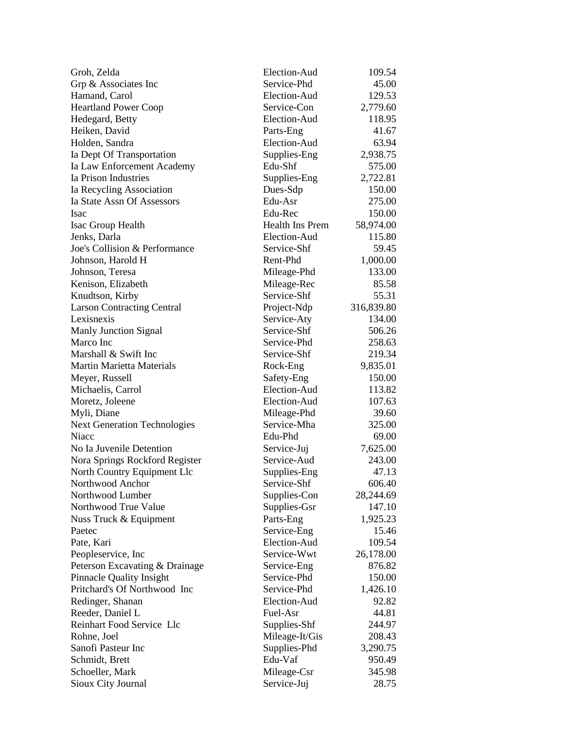| | | |
|---|---|---|
| Groh, Zelda | Election-Aud | 109.54 |
| Grp & Associates Inc | Service-Phd | 45.00 |
| Hamand, Carol | Election-Aud | 129.53 |
| Heartland Power Coop | Service-Con | 2,779.60 |
| Hedegard, Betty | Election-Aud | 118.95 |
| Heiken, David | Parts-Eng | 41.67 |
| Holden, Sandra | Election-Aud | 63.94 |
| Ia Dept Of Transportation | Supplies-Eng | 2,938.75 |
| Ia Law Enforcement Academy | Edu-Shf | 575.00 |
| Ia Prison Industries | Supplies-Eng | 2,722.81 |
| Ia Recycling Association | Dues-Sdp | 150.00 |
| Ia State Assn Of Assessors | Edu-Asr | 275.00 |
| Isac | Edu-Rec | 150.00 |
| Isac Group Health | Health Ins Prem | 58,974.00 |
| Jenks, Darla | Election-Aud | 115.80 |
| Joe's Collision & Performance | Service-Shf | 59.45 |
| Johnson, Harold H | Rent-Phd | 1,000.00 |
| Johnson, Teresa | Mileage-Phd | 133.00 |
| Kenison, Elizabeth | Mileage-Rec | 85.58 |
| Knudtson, Kirby | Service-Shf | 55.31 |
| Larson Contracting Central | Project-Ndp | 316,839.80 |
| Lexisnexis | Service-Aty | 134.00 |
| Manly Junction Signal | Service-Shf | 506.26 |
| Marco Inc | Service-Phd | 258.63 |
| Marshall & Swift Inc | Service-Shf | 219.34 |
| Martin Marietta Materials | Rock-Eng | 9,835.01 |
| Meyer, Russell | Safety-Eng | 150.00 |
| Michaelis, Carrol | Election-Aud | 113.82 |
| Moretz, Joleene | Election-Aud | 107.63 |
| Myli, Diane | Mileage-Phd | 39.60 |
| Next Generation Technologies | Service-Mha | 325.00 |
| Niacc | Edu-Phd | 69.00 |
| No Ia Juvenile Detention | Service-Juj | 7,625.00 |
| Nora Springs Rockford Register | Service-Aud | 243.00 |
| North Country Equipment Llc | Supplies-Eng | 47.13 |
| Northwood Anchor | Service-Shf | 606.40 |
| Northwood Lumber | Supplies-Con | 28,244.69 |
| Northwood True Value | Supplies-Gsr | 147.10 |
| Nuss Truck & Equipment | Parts-Eng | 1,925.23 |
| Paetec | Service-Eng | 15.46 |
| Pate, Kari | Election-Aud | 109.54 |
| Peopleservice, Inc | Service-Wwt | 26,178.00 |
| Peterson Excavating & Drainage | Service-Eng | 876.82 |
| Pinnacle Quality Insight | Service-Phd | 150.00 |
| Pritchard's Of Northwood Inc | Service-Phd | 1,426.10 |
| Redinger, Shanan | Election-Aud | 92.82 |
| Reeder, Daniel L | Fuel-Asr | 44.81 |
| Reinhart Food Service Llc | Supplies-Shf | 244.97 |
| Rohne, Joel | Mileage-It/Gis | 208.43 |
| Sanofi Pasteur Inc | Supplies-Phd | 3,290.75 |
| Schmidt, Brett | Edu-Vaf | 950.49 |
| Schoeller, Mark | Mileage-Csr | 345.98 |
| Sioux City Journal | Service-Juj | 28.75 |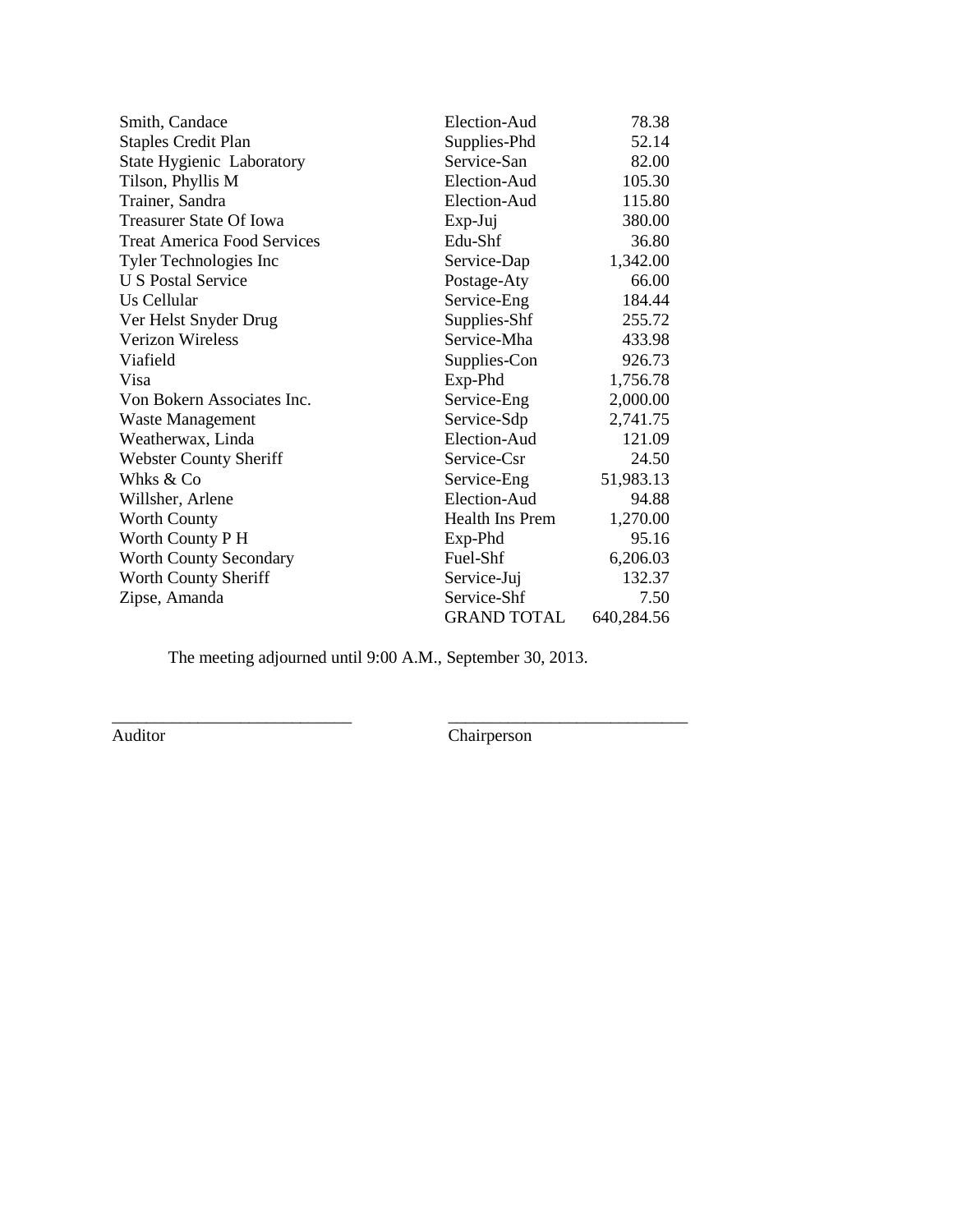| | | |
|---|---|---|
| Smith, Candace | Election-Aud | 78.38 |
| Staples Credit Plan | Supplies-Phd | 52.14 |
| State Hygienic Laboratory | Service-San | 82.00 |
| Tilson, Phyllis M | Election-Aud | 105.30 |
| Trainer, Sandra | Election-Aud | 115.80 |
| Treasurer State Of Iowa | Exp-Juj | 380.00 |
| Treat America Food Services | Edu-Shf | 36.80 |
| Tyler Technologies Inc | Service-Dap | 1,342.00 |
| U S Postal Service | Postage-Aty | 66.00 |
| Us Cellular | Service-Eng | 184.44 |
| Ver Helst Snyder Drug | Supplies-Shf | 255.72 |
| Verizon Wireless | Service-Mha | 433.98 |
| Viafield | Supplies-Con | 926.73 |
| Visa | Exp-Phd | 1,756.78 |
| Von Bokern Associates Inc. | Service-Eng | 2,000.00 |
| Waste Management | Service-Sdp | 2,741.75 |
| Weatherwax, Linda | Election-Aud | 121.09 |
| Webster County Sheriff | Service-Csr | 24.50 |
| Whks & Co | Service-Eng | 51,983.13 |
| Willsher, Arlene | Election-Aud | 94.88 |
| Worth County | Health Ins Prem | 1,270.00 |
| Worth County P H | Exp-Phd | 95.16 |
| Worth County Secondary | Fuel-Shf | 6,206.03 |
| Worth County Sheriff | Service-Juj | 132.37 |
| Zipse, Amanda | Service-Shf | 7.50 |
| | GRAND TOTAL | 640,284.56 |

The meeting adjourned until 9:00 A.M., September 30, 2013.

\_\_\_\_\_\_\_\_\_\_\_\_\_\_\_\_\_\_\_\_\_\_\_\_\_\_\_\_ \_\_\_\_\_\_\_\_\_\_\_\_\_\_\_\_\_\_\_\_\_\_\_\_\_\_\_\_

Auditor Chairperson